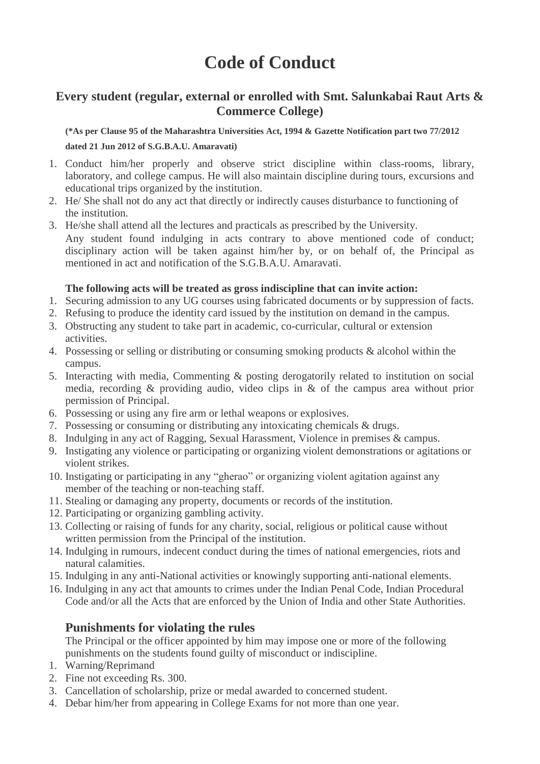# Code of Conduct

## Every student (regular, external or enrolled with Smt. Salunkabai Raut Arts & Commerce College)

**(*As per Clause 95 of the Maharashtra Universities Act, 1994 & Gazette Notification part two 77/2012 dated 21 Jun 2012 of S.G.B.A.U. Amaravati)**

1. Conduct him/her properly and observe strict discipline within class-rooms, library, laboratory, and college campus. He will also maintain discipline during tours, excursions and educational trips organized by the institution.
2. He/ She shall not do any act that directly or indirectly causes disturbance to functioning of the institution.
3. He/she shall attend all the lectures and practicals as prescribed by the University.

Any student found indulging in acts contrary to above mentioned code of conduct; disciplinary action will be taken against him/her by, or on behalf of, the Principal as mentioned in act and notification of the S.G.B.A.U. Amaravati.

**The following acts will be treated as gross indiscipline that can invite action:**

1. Securing admission to any UG courses using fabricated documents or by suppression of facts.
2. Refusing to produce the identity card issued by the institution on demand in the campus.
3. Obstructing any student to take part in academic, co-curricular, cultural or extension activities.
4. Possessing or selling or distributing or consuming smoking products & alcohol within the campus.
5. Interacting with media, Commenting & posting derogatorily related to institution on social media, recording & providing audio, video clips in & of the campus area without prior permission of Principal.
6. Possessing or using any fire arm or lethal weapons or explosives.
7. Possessing or consuming or distributing any intoxicating chemicals & drugs.
8. Indulging in any act of Ragging, Sexual Harassment, Violence in premises & campus.
9. Instigating any violence or participating or organizing violent demonstrations or agitations or violent strikes.
10. Instigating or participating in any "gherao" or organizing violent agitation against any member of the teaching or non-teaching staff.
11. Stealing or damaging any property, documents or records of the institution.
12. Participating or organizing gambling activity.
13. Collecting or raising of funds for any charity, social, religious or political cause without written permission from the Principal of the institution.
14. Indulging in rumours, indecent conduct during the times of national emergencies, riots and natural calamities.
15. Indulging in any anti-National activities or knowingly supporting anti-national elements.
16. Indulging in any act that amounts to crimes under the Indian Penal Code, Indian Procedural Code and/or all the Acts that are enforced by the Union of India and other State Authorities.

## Punishments for violating the rules

The Principal or the officer appointed by him may impose one or more of the following punishments on the students found guilty of misconduct or indiscipline.

1. Warning/Reprimand
2. Fine not exceeding Rs. 300.
3. Cancellation of scholarship, prize or medal awarded to concerned student.
4. Debar him/her from appearing in College Exams for not more than one year.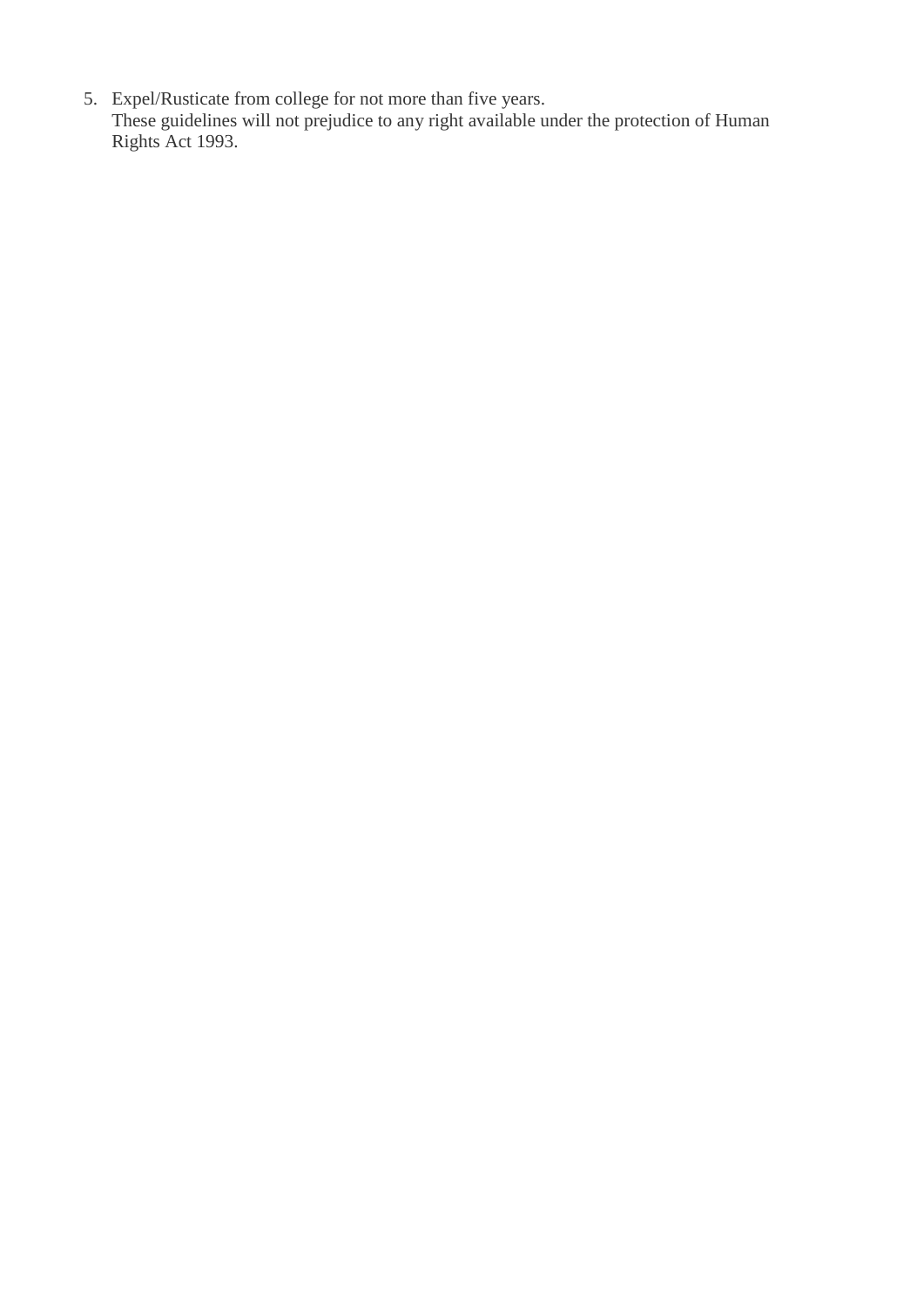5. Expel/Rusticate from college for not more than five years.
   These guidelines will not prejudice to any right available under the protection of Human Rights Act 1993.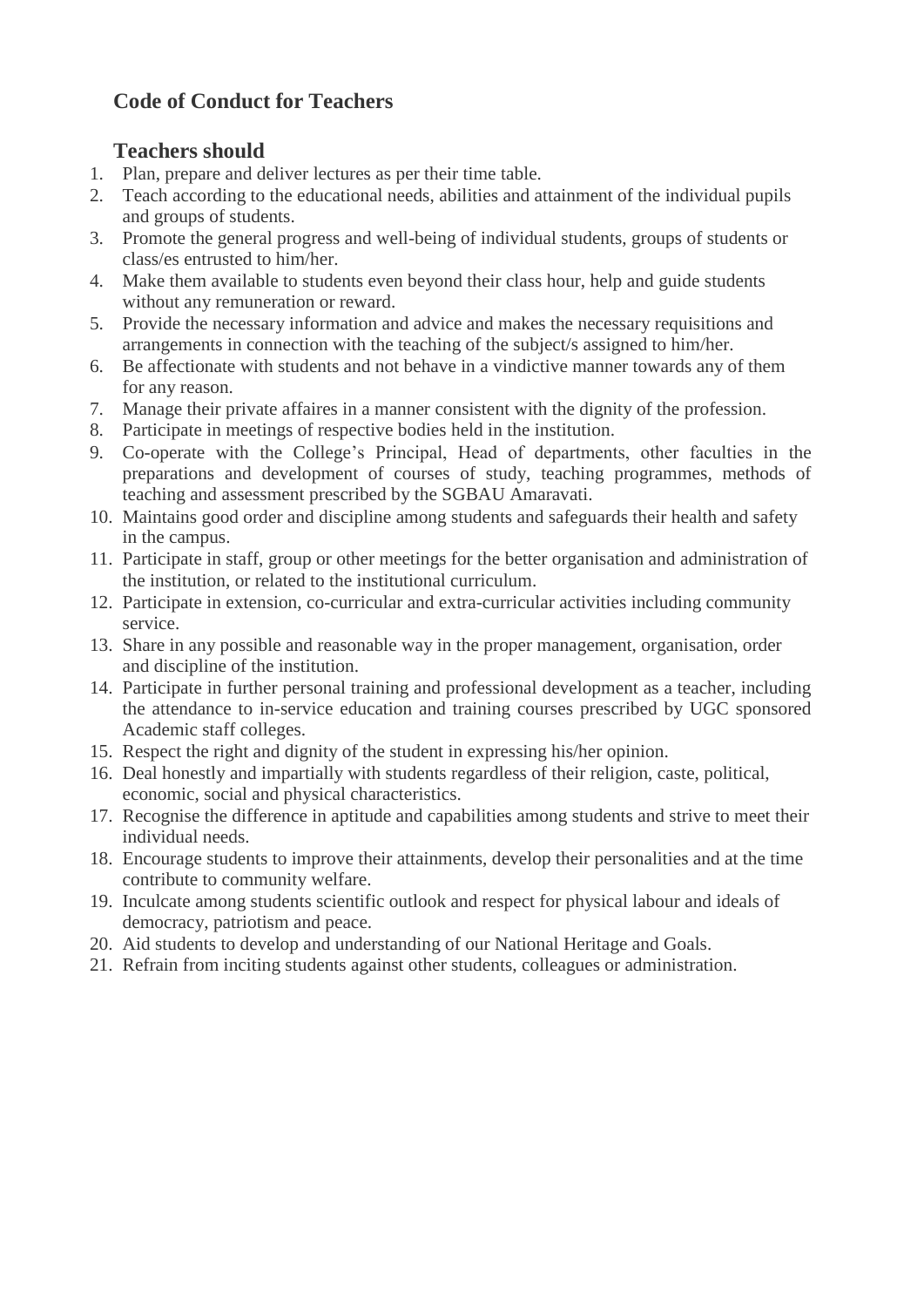## Code of Conduct for Teachers

### Teachers should

1. Plan, prepare and deliver lectures as per their time table.
2. Teach according to the educational needs, abilities and attainment of the individual pupils and groups of students.
3. Promote the general progress and well-being of individual students, groups of students or class/es entrusted to him/her.
4. Make them available to students even beyond their class hour, help and guide students without any remuneration or reward.
5. Provide the necessary information and advice and makes the necessary requisitions and arrangements in connection with the teaching of the subject/s assigned to him/her.
6. Be affectionate with students and not behave in a vindictive manner towards any of them for any reason.
7. Manage their private affaires in a manner consistent with the dignity of the profession.
8. Participate in meetings of respective bodies held in the institution.
9. Co-operate with the College's Principal, Head of departments, other faculties in the preparations and development of courses of study, teaching programmes, methods of teaching and assessment prescribed by the SGBAU Amaravati.
10. Maintains good order and discipline among students and safeguards their health and safety in the campus.
11. Participate in staff, group or other meetings for the better organisation and administration of the institution, or related to the institutional curriculum.
12. Participate in extension, co-curricular and extra-curricular activities including community service.
13. Share in any possible and reasonable way in the proper management, organisation, order and discipline of the institution.
14. Participate in further personal training and professional development as a teacher, including the attendance to in-service education and training courses prescribed by UGC sponsored Academic staff colleges.
15. Respect the right and dignity of the student in expressing his/her opinion.
16. Deal honestly and impartially with students regardless of their religion, caste, political, economic, social and physical characteristics.
17. Recognise the difference in aptitude and capabilities among students and strive to meet their individual needs.
18. Encourage students to improve their attainments, develop their personalities and at the time contribute to community welfare.
19. Inculcate among students scientific outlook and respect for physical labour and ideals of democracy, patriotism and peace.
20. Aid students to develop and understanding of our National Heritage and Goals.
21. Refrain from inciting students against other students, colleagues or administration.